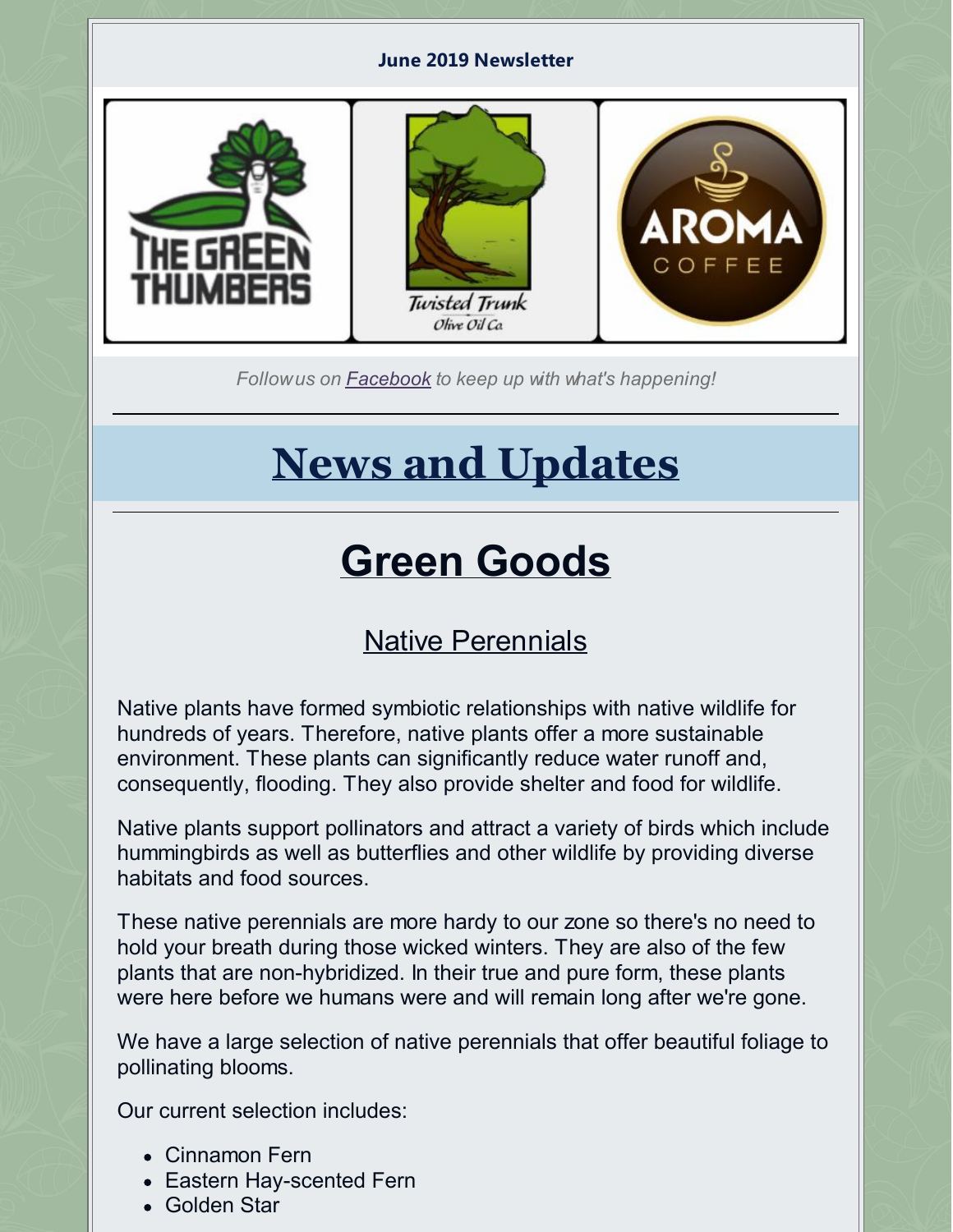**June 2019 Newsletter**

*Follow us on [Facebook](Facebook) to keep up with what's happening!*

---

# News and Updates

---

# Green Goods

## Native Perennials

Native plants have formed symbiotic relationships with native wildlife for hundreds of years. Therefore, native plants offer a more sustainable environment. These plants can significantly reduce water runoff and, consequently, flooding. They also provide shelter and food for wildlife.

Native plants support pollinators and attract a variety of birds which include hummingbirds as well as butterflies and other wildlife by providing diverse habitats and food sources.

These native perennials are more hardy to our zone so there's no need to hold your breath during those wicked winters. They are also of the few plants that are non-hybridized. In their true and pure form, these plants were here before we humans were and will remain long after we're gone.

We have a large selection of native perennials that offer beautiful foliage to pollinating blooms.

Our current selection includes:

- Cinnamon Fern
- Eastern Hay-scented Fern
- Golden Star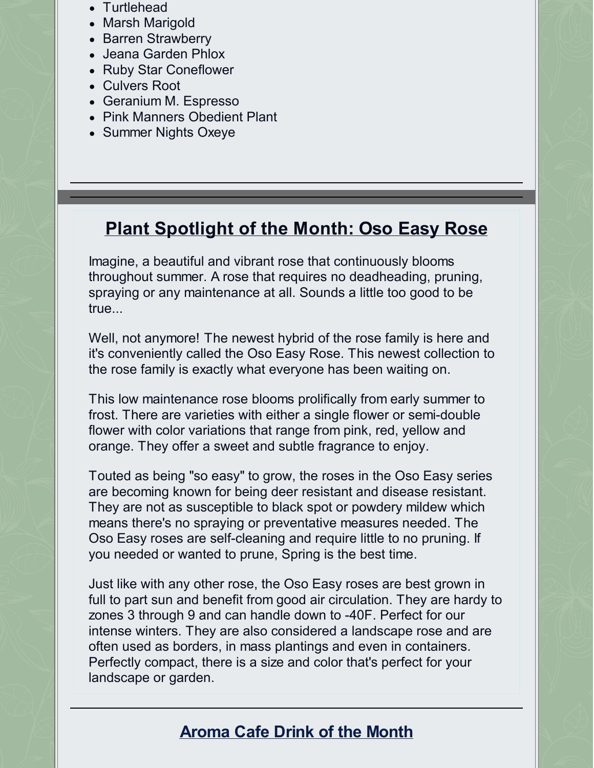- Turtlehead
- Marsh Marigold
- Barren Strawberry
- Jeana Garden Phlox
- Ruby Star Coneflower
- Culvers Root
- Geranium M. Espresso
- Pink Manners Obedient Plant
- Summer Nights Oxeye

---

## Plant Spotlight of the Month: Oso Easy Rose

Imagine, a beautiful and vibrant rose that continuously blooms throughout summer. A rose that requires no deadheading, pruning, spraying or any maintenance at all. Sounds a little too good to be true...

Well, not anymore! The newest hybrid of the rose family is here and it's conveniently called the Oso Easy Rose. This newest collection to the rose family is exactly what everyone has been waiting on.

This low maintenance rose blooms prolifically from early summer to frost. There are varieties with either a single flower or semi-double flower with color variations that range from pink, red, yellow and orange. They offer a sweet and subtle fragrance to enjoy.

Touted as being "so easy" to grow, the roses in the Oso Easy series are becoming known for being deer resistant and disease resistant. They are not as susceptible to black spot or powdery mildew which means there's no spraying or preventative measures needed. The Oso Easy roses are self-cleaning and require little to no pruning. If you needed or wanted to prune, Spring is the best time.

Just like with any other rose, the Oso Easy roses are best grown in full to part sun and benefit from good air circulation. They are hardy to zones 3 through 9 and can handle down to -40F. Perfect for our intense winters. They are also considered a landscape rose and are often used as borders, in mass plantings and even in containers. Perfectly compact, there is a size and color that's perfect for your landscape or garden.

---

## Aroma Cafe Drink of the Month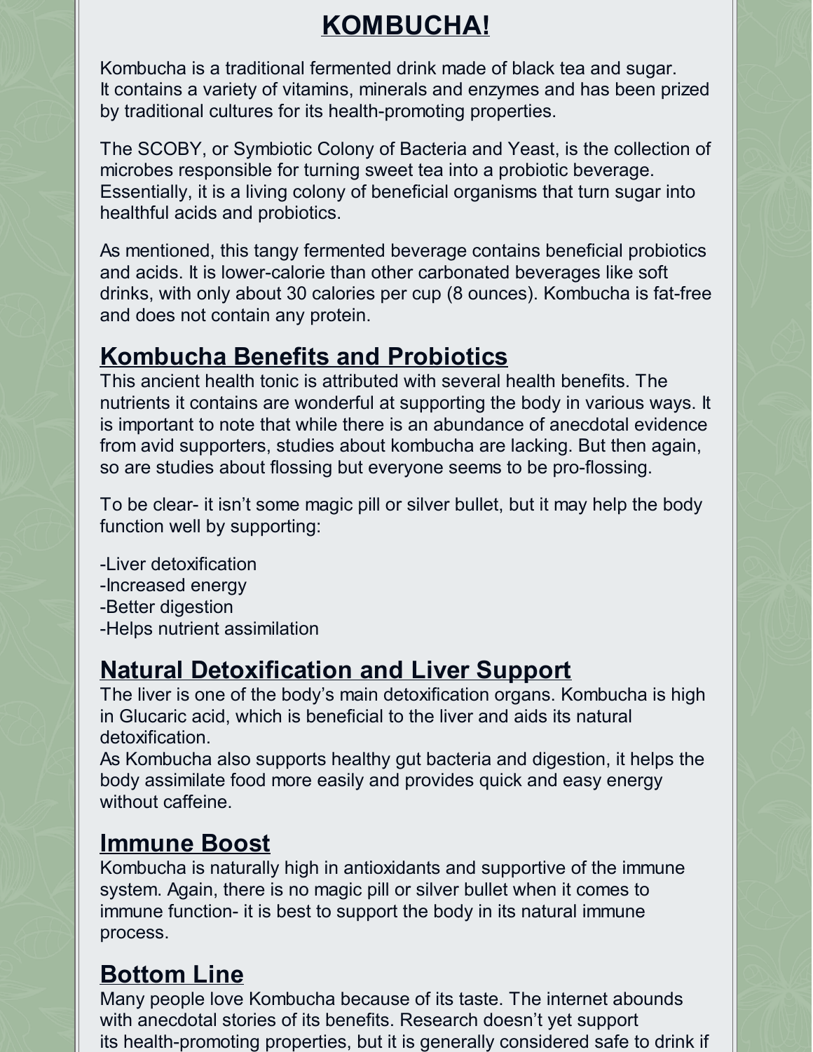# KOMBUCHA!

Kombucha is a traditional fermented drink made of black tea and sugar. It contains a variety of vitamins, minerals and enzymes and has been prized by traditional cultures for its health-promoting properties.

The SCOBY, or Symbiotic Colony of Bacteria and Yeast, is the collection of microbes responsible for turning sweet tea into a probiotic beverage. Essentially, it is a living colony of beneficial organisms that turn sugar into healthful acids and probiotics.

As mentioned, this tangy fermented beverage contains beneficial probiotics and acids. It is lower-calorie than other carbonated beverages like soft drinks, with only about 30 calories per cup (8 ounces). Kombucha is fat-free and does not contain any protein.

## Kombucha Benefits and Probiotics

This ancient health tonic is attributed with several health benefits. The nutrients it contains are wonderful at supporting the body in various ways. It is important to note that while there is an abundance of anecdotal evidence from avid supporters, studies about kombucha are lacking. But then again, so are studies about flossing but everyone seems to be pro-flossing.

To be clear- it isn't some magic pill or silver bullet, but it may help the body function well by supporting:

-Liver detoxification
-Increased energy
-Better digestion
-Helps nutrient assimilation

## Natural Detoxification and Liver Support

The liver is one of the body's main detoxification organs. Kombucha is high in Glucaric acid, which is beneficial to the liver and aids its natural detoxification.
As Kombucha also supports healthy gut bacteria and digestion, it helps the body assimilate food more easily and provides quick and easy energy without caffeine.

## Immune Boost

Kombucha is naturally high in antioxidants and supportive of the immune system. Again, there is no magic pill or silver bullet when it comes to immune function- it is best to support the body in its natural immune process.

## Bottom Line

Many people love Kombucha because of its taste. The internet abounds with anecdotal stories of its benefits. Research doesn't yet support its health-promoting properties, but it is generally considered safe to drink if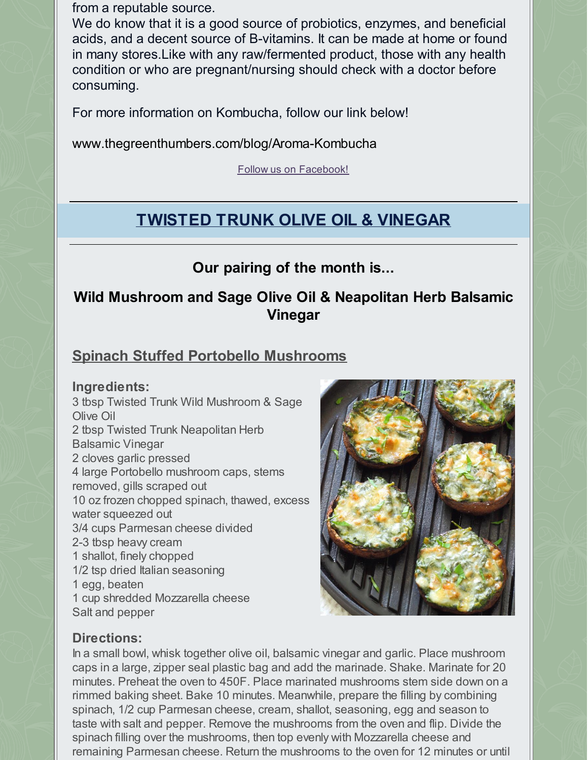from a reputable source.

We do know that it is a good source of probiotics, enzymes, and beneficial acids, and a decent source of B-vitamins. It can be made at home or found in many stores.Like with any raw/fermented product, those with any health condition or who are pregnant/nursing should check with a doctor before consuming.

For more information on Kombucha, follow our link below!

www.thegreenthumbers.com/blog/Aroma-Kombucha

Follow us on Facebook!

## TWISTED TRUNK OLIVE OIL & VINEGAR

### Our pairing of the month is...

### Wild Mushroom and Sage Olive Oil & Neapolitan Herb Balsamic Vinegar

### Spinach Stuffed Portobello Mushrooms

**Ingredients:**

3 tbsp Twisted Trunk Wild Mushroom & Sage Olive Oil
2 tbsp Twisted Trunk Neapolitan Herb Balsamic Vinegar
2 cloves garlic pressed
4 large Portobello mushroom caps, stems removed, gills scraped out
10 oz frozen chopped spinach, thawed, excess water squeezed out
3/4 cups Parmesan cheese divided
2-3 tbsp heavy cream
1 shallot, finely chopped
1/2 tsp dried Italian seasoning
1 egg, beaten
1 cup shredded Mozzarella cheese
Salt and pepper

**Directions:**

In a small bowl, whisk together olive oil, balsamic vinegar and garlic. Place mushroom caps in a large, zipper seal plastic bag and add the marinade. Shake. Marinate for 20 minutes. Preheat the oven to 450F. Place marinated mushrooms stem side down on a rimmed baking sheet. Bake 10 minutes. Meanwhile, prepare the filling by combining spinach, 1/2 cup Parmesan cheese, cream, shallot, seasoning, egg and season to taste with salt and pepper. Remove the mushrooms from the oven and flip. Divide the spinach filling over the mushrooms, then top evenly with Mozzarella cheese and remaining Parmesan cheese. Return the mushrooms to the oven for 12 minutes or until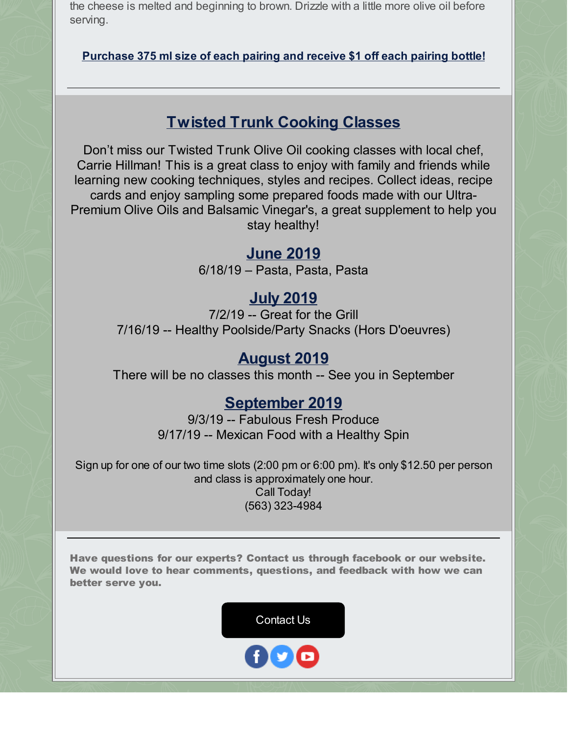the cheese is melted and beginning to brown. Drizzle with a little more olive oil before serving.

**Purchase 375 ml size of each pairing and receive $1 off each pairing bottle!**

---

## Twisted Trunk Cooking Classes

Don't miss our Twisted Trunk Olive Oil cooking classes with local chef, Carrie Hillman! This is a great class to enjoy with family and friends while learning new cooking techniques, styles and recipes. Collect ideas, recipe cards and enjoy sampling some prepared foods made with our Ultra-Premium Olive Oils and Balsamic Vinegar's, a great supplement to help you stay healthy!

### June 2019

6/18/19 – Pasta, Pasta, Pasta

### July 2019

7/2/19 -- Great for the Grill
7/16/19 -- Healthy Poolside/Party Snacks (Hors D'oeuvres)

### August 2019

There will be no classes this month -- See you in September

### September 2019

9/3/19 -- Fabulous Fresh Produce
9/17/19 -- Mexican Food with a Healthy Spin

Sign up for one of our two time slots (2:00 pm or 6:00 pm). It's only $12.50 per person and class is approximately one hour.
Call Today!
(563) 323-4984

---

**Have questions for our experts? Contact us through facebook or our website. We would love to hear comments, questions, and feedback with how we can better serve you.**

Contact Us